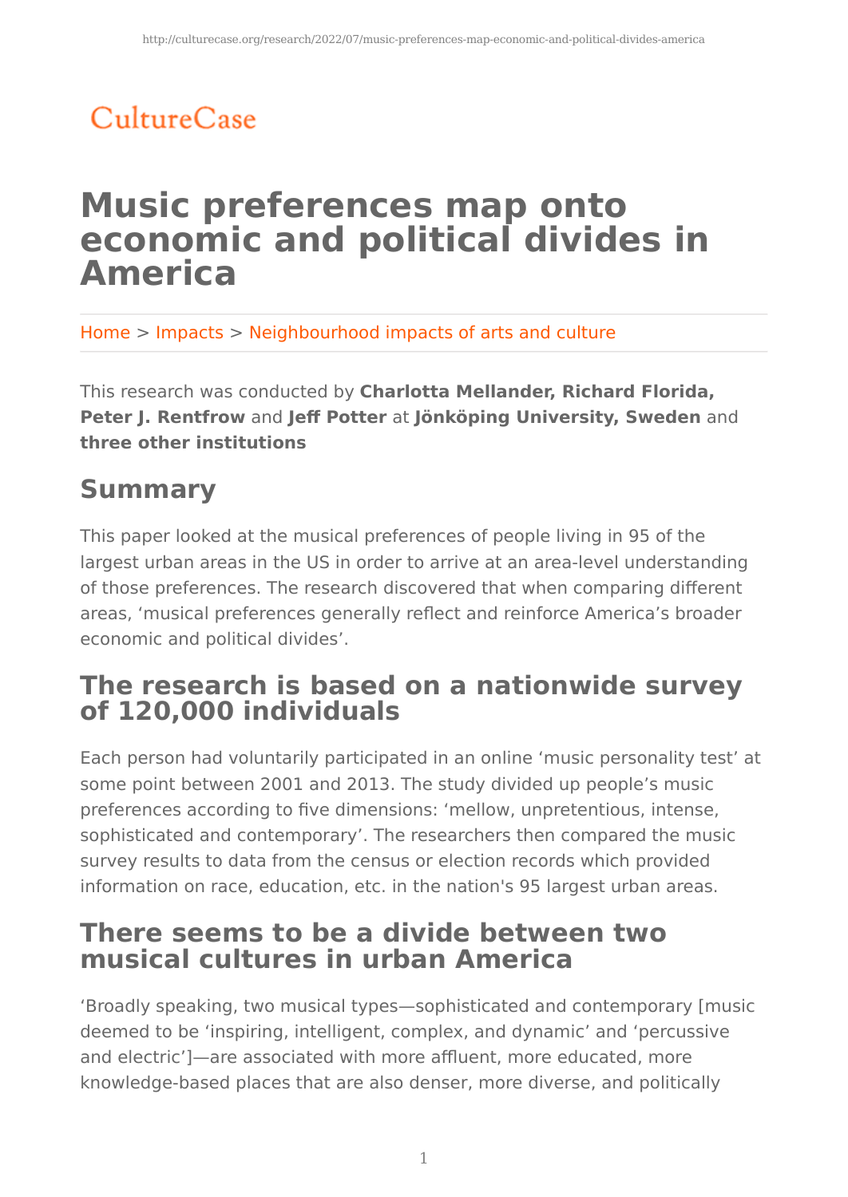CultureCase

# Music preferences map onto economic and political divides in America

Home > Impacts > Neighbourhood impacts of arts and culture

This research was conducted by **Charlotta Mellander, Richard Florida, Peter J. Rentfrow** and **Jeff Potter** at **Jönköping University, Sweden** and **three other institutions**

## Summary

This paper looked at the musical preferences of people living in 95 of the largest urban areas in the US in order to arrive at an area-level understanding of those preferences. The research discovered that when comparing different areas, 'musical preferences generally reflect and reinforce America's broader economic and political divides'.

## The research is based on a nationwide survey of 120,000 individuals

Each person had voluntarily participated in an online 'music personality test' at some point between 2001 and 2013. The study divided up people's music preferences according to five dimensions: 'mellow, unpretentious, intense, sophisticated and contemporary'. The researchers then compared the music survey results to data from the census or election records which provided information on race, education, etc. in the nation's 95 largest urban areas.

## There seems to be a divide between two musical cultures in urban America

'Broadly speaking, two musical types—sophisticated and contemporary [music deemed to be 'inspiring, intelligent, complex, and dynamic' and 'percussive and electric']—are associated with more affluent, more educated, more knowledge-based places that are also denser, more diverse, and politically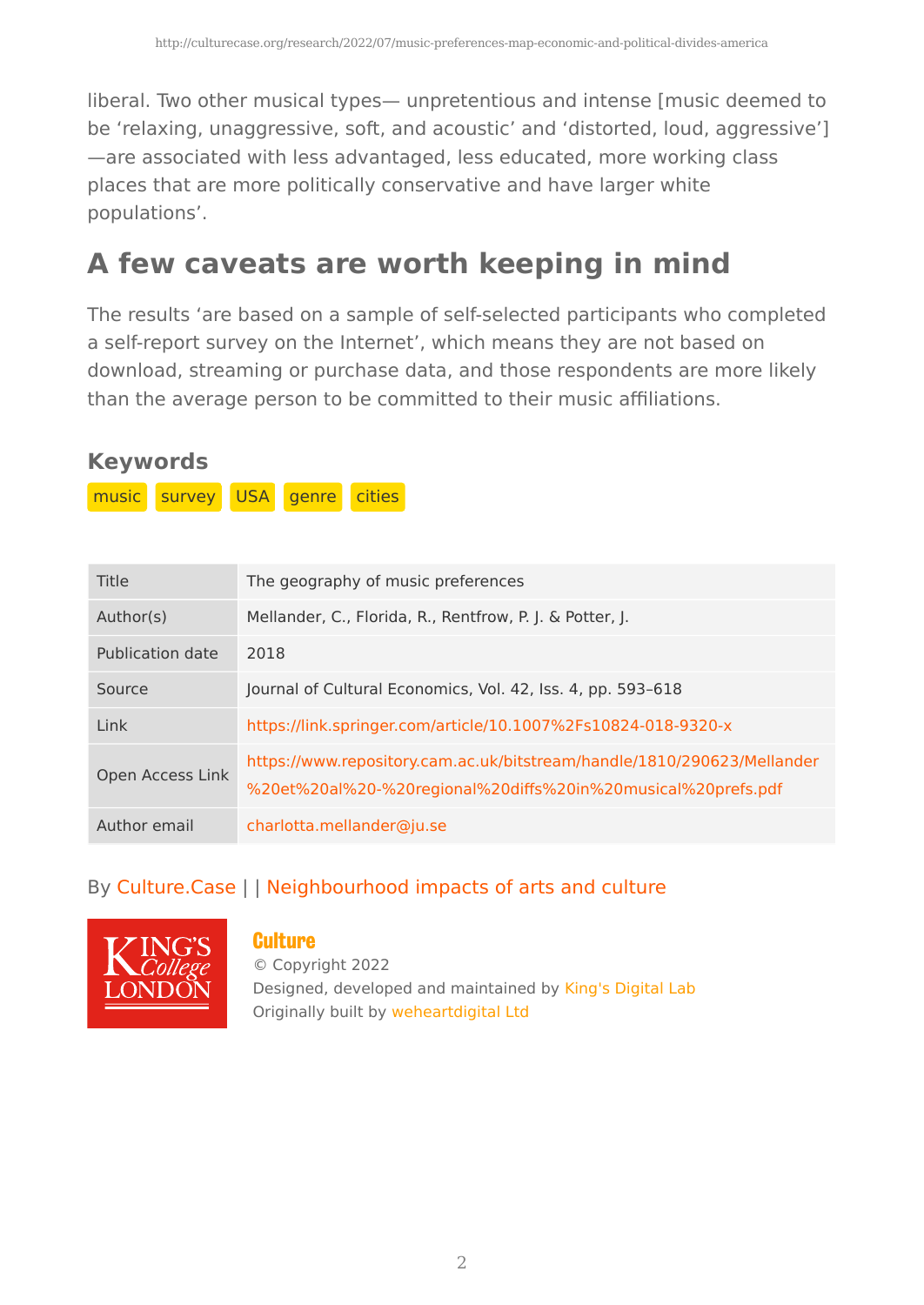liberal. Two other musical types— unpretentious and intense [music deemed to be 'relaxing, unaggressive, soft, and acoustic' and 'distorted, loud, aggressive'] —are associated with less advantaged, less educated, more working class places that are more politically conservative and have larger white populations'.

## A few caveats are worth keeping in mind

The results 'are based on a sample of self-selected participants who completed a self-report survey on the Internet', which means they are not based on download, streaming or purchase data, and those respondents are more likely than the average person to be committed to their music affiliations.

### Keywords

music survey USA genre cities

| | |
|---|---|
| Title | The geography of music preferences |
| Author(s) | Mellander, C., Florida, R., Rentfrow, P. J. & Potter, J. |
| Publication date | 2018 |
| Source | Journal of Cultural Economics, Vol. 42, Iss. 4, pp. 593–618 |
| Link | https://link.springer.com/article/10.1007%2Fs10824-018-9320-x |
| Open Access Link | https://www.repository.cam.ac.uk/bitstream/handle/1810/290623/Mellander%20et%20al%20-%20regional%20diffs%20in%20musical%20prefs.pdf |
| Author email | charlotta.mellander@ju.se |

By Culture.Case | | Neighbourhood impacts of arts and culture

King's College London

Culture
© Copyright 2022
Designed, developed and maintained by King's Digital Lab
Originally built by weheartdigital Ltd